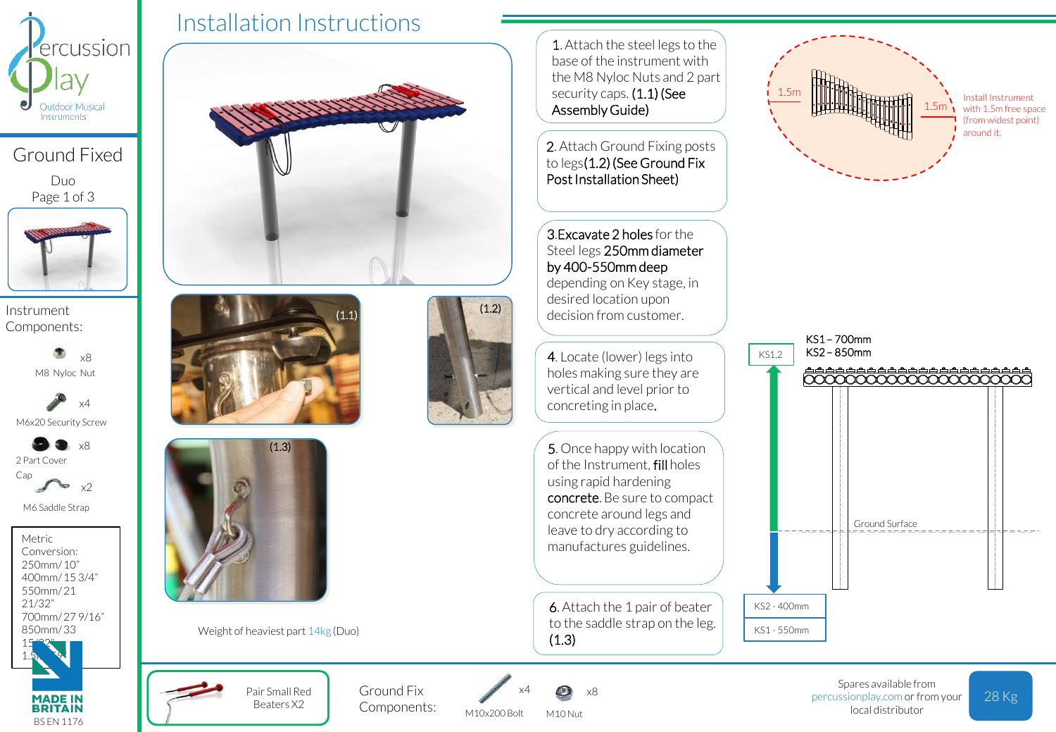# Percussion Play
Outdoor Musical Instruments

## Ground Fixed

Duo

### Installation Instructions

1. Attach the steel legs to the base of the instrument with the M8 Nyloc Nuts and 2 part security caps. **(1.1) (See Assembly Guide)**
2. Attach Ground Fixing posts to legs**(1.2) (See Ground Fix Post Installation Sheet)**
3. **Excavate 2 holes** for the Steel legs **250mm diameter by 400-550mm deep** depending on Key stage, in desired location upon decision from customer.
4. Locate (lower) legs into holes making sure they are vertical and level prior to concreting in place.
5. Once happy with location of the Instrument, **fill** holes using rapid hardening **concrete**. Be sure to compact concrete around legs and leave to dry according to manufactures guidelines.
6. Attach the 1 pair of beater to the saddle strap on the leg. **(1.3)**

(1.1)

(1.2)

(1.3)

Weight of heaviest part 14kg (Duo)

1.5m

1.5m

Install Instrument with 1.5m free space (from widest point) around it.

KS1,2

KS1 – 700mm
KS2 – 850mm

Ground Surface

KS2 - 400mm

KS1 - 550mm

### Instrument Components:

- M8 Nyloc Nut x8
- M6x20 Security Screw x4
- 2 Part Cover Cap x8
- M6 Saddle Strap x2

Metric Conversion:
250mm/ 10"
400mm/ 15 3/4"
550mm/ 21 21/32"
700mm/ 27 9/16"
850mm/ 33 15/32"
1.5m/ 59"

Pair Small Red Beaters X2

### Ground Fix Components:

- M10x200 Bolt x4
- M10 Nut x8

Spares available from percussionplay.com or from your local distributor

28 Kg

MADE IN BRITAIN

BS EN 1176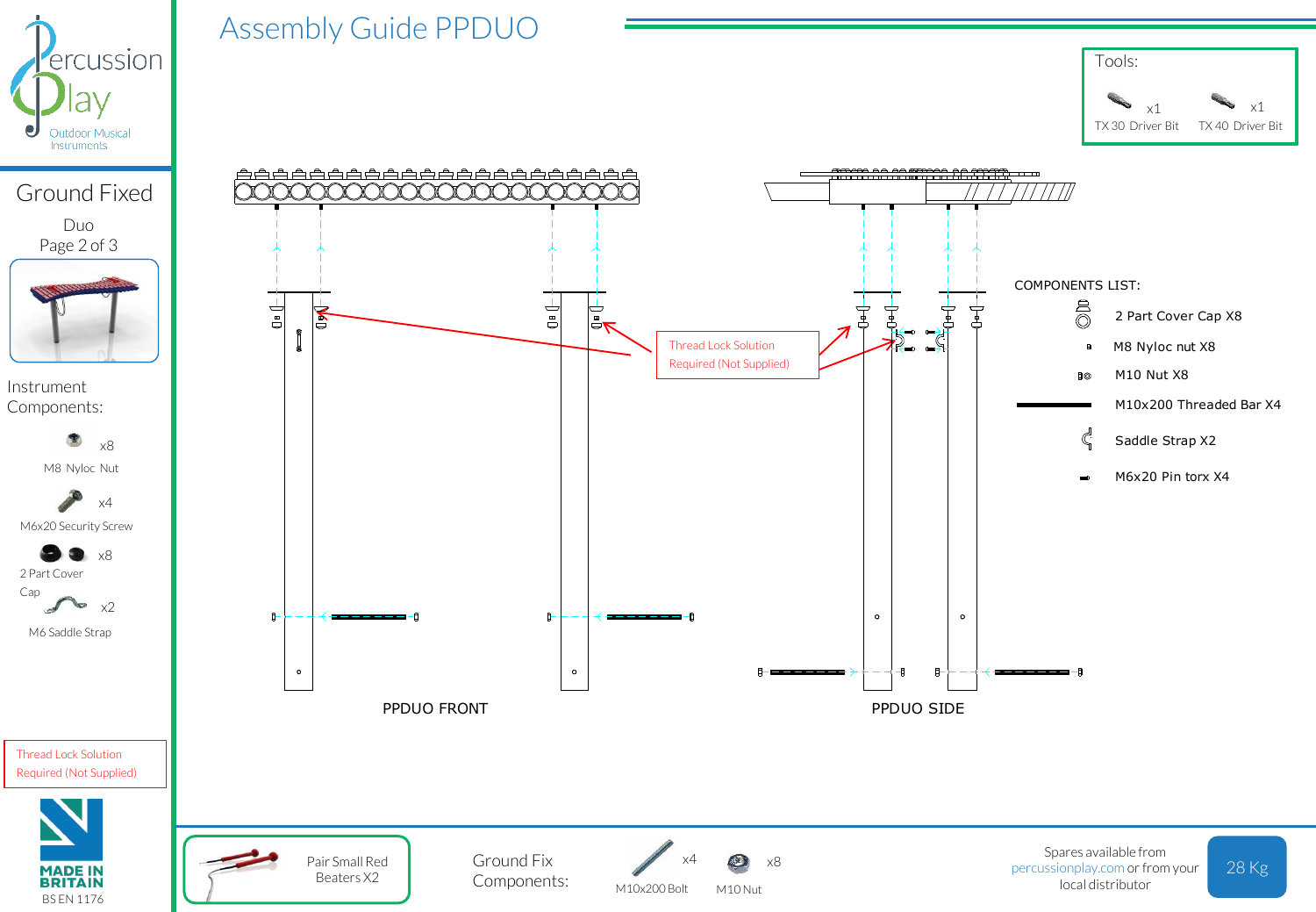# Assembly Guide PPDUO

Percussion Play
Outdoor Musical Instruments

## Ground Fixed

Duo
Page 2 of 3

Tools:

- TX 30 Driver Bit x1
- TX 40 Driver Bit x1

### Instrument Components:

- M8 Nyloc Nut x8
- M6x20 Security Screw x4
- 2 Part Cover Cap x8
- M6 Saddle Strap x2

Thread Lock Solution Required (Not Supplied)

MADE IN BRITAIN
BS EN 1176

Thread Lock Solution Required (Not Supplied)

PPDUO FRONT

PPDUO SIDE

COMPONENTS LIST:

- 2 Part Cover Cap X8
- M8 Nyloc nut X8
- M10 Nut X8
- M10x200 Threaded Bar X4
- Saddle Strap X2
- M6x20 Pin torx X4

Pair Small Red Beaters X2

### Ground Fix Components:

- M10x200 Bolt x4
- M10 Nut x8

Spares available from percussionplay.com or from your local distributor

28 Kg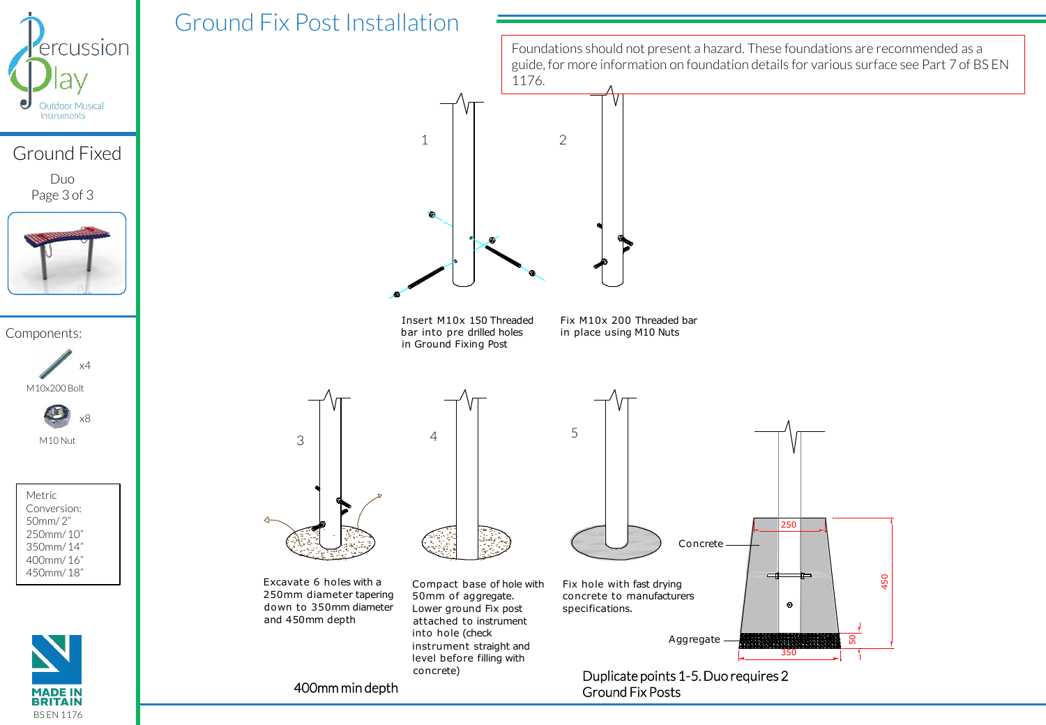# Ground Fix Post Installation

Foundations should not present a hazard. These foundations are recommended as a guide, for more information on foundation details for various surface see Part 7 of BS EN 1176.

Percussion Play
Outdoor Musical Instruments

## Ground Fixed

Duo

Components:

M10x200 Bolt x4

M10 Nut x8

Metric Conversion:
50mm/ 2"
250mm/ 10"
350mm/ 14"
400mm/ 16"
450mm/ 18"

MADE IN BRITAIN
BS EN 1176

1

Insert M10x 150 Threaded bar into pre drilled holes in Ground Fixing Post

2

Fix M10x 200 Threaded bar in place using M10 Nuts

3

Excavate 6 holes with a 250mm diameter tapering down to 350mm diameter and 450mm depth

4

Compact base of hole with 50mm of aggregate. Lower ground Fix post attached to instrument into hole (check instrument straight and level before filling with concrete)

5

Fix hole with fast drying concrete to manufacturers specifications.

Concrete

Aggregate

250

450

50

350

400mm min depth

Duplicate points 1-5. Duo requires 2 Ground Fix Posts